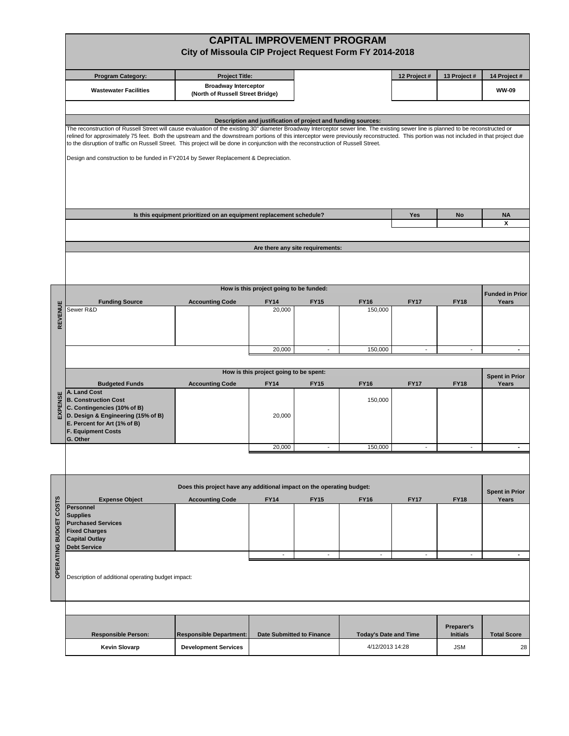# CAPITAL IMPROVEMENT PROGRAM

## City of Missoula CIP Project Request Form FY 2014-2018

| Program Category: | Project Title: | | 12 Project # | 13 Project # | 14 Project # |
|---|---|---|---|---|---|
| Wastewater Facilities | Broadway Interceptor (North of Russell Street Bridge) | | | | WW-09 |

### Description and justification of project and funding sources:

The reconstruction of Russell Street will cause evaluation of the existing 30" diameter Broadway Interceptor sewer line. The existing sewer line is planned to be reconstructed or relined for approximately 75 feet. Both the upstream and the downstream portions of this interceptor were previously reconstructed. This portion was not included in that project due to the disruption of traffic on Russell Street. This project will be done in conjunction with the reconstruction of Russell Street.

Design and construction to be funded in FY2014 by Sewer Replacement & Depreciation.

| Is this equipment prioritized on an equipment replacement schedule? | Yes | No | NA |
|---|---|---|---|
| | | | X |

### Are there any site requirements:

### REVENUE

How is this project going to be funded:

| Funding Source | Accounting Code | FY14 | FY15 | FY16 | FY17 | FY18 | Funded in Prior Years |
|---|---|---|---|---|---|---|---|
| Sewer R&D | | 20,000 | | 150,000 | | | |
| | | 20,000 | - | 150,000 | - | - | - |

### EXPENSE

How is this project going to be spent:

| Budgeted Funds | Accounting Code | FY14 | FY15 | FY16 | FY17 | FY18 | Spent in Prior Years |
|---|---|---|---|---|---|---|---|
| A. Land Cost | | | | | | | |
| B. Construction Cost | | | | 150,000 | | | |
| C. Contingencies (10% of B) | | | | | | | |
| D. Design & Engineering (15% of B) | | 20,000 | | | | | |
| E. Percent for Art (1% of B) | | | | | | | |
| F. Equipment Costs | | | | | | | |
| G. Other | | | | | | | |
| | | 20,000 | - | 150,000 | - | - | - |

### OPERATING BUDGET COSTS

Does this project have any additional impact on the operating budget:

| Expense Object | Accounting Code | FY14 | FY15 | FY16 | FY17 | FY18 | Spent in Prior Years |
|---|---|---|---|---|---|---|---|
| Personnel | | | | | | | |
| Supplies | | | | | | | |
| Purchased Services | | | | | | | |
| Fixed Charges | | | | | | | |
| Capital Outlay | | | | | | | |
| Debt Service | | | | | | | |
| | | - | - | - | - | - | - |

Description of additional operating budget impact:

| Responsible Person: | Responsible Department: | Date Submitted to Finance | Today's Date and Time | Preparer's Initials | Total Score |
|---|---|---|---|---|---|
| Kevin Slovarp | Development Services | | 4/12/2013 14:28 | JSM | 28 |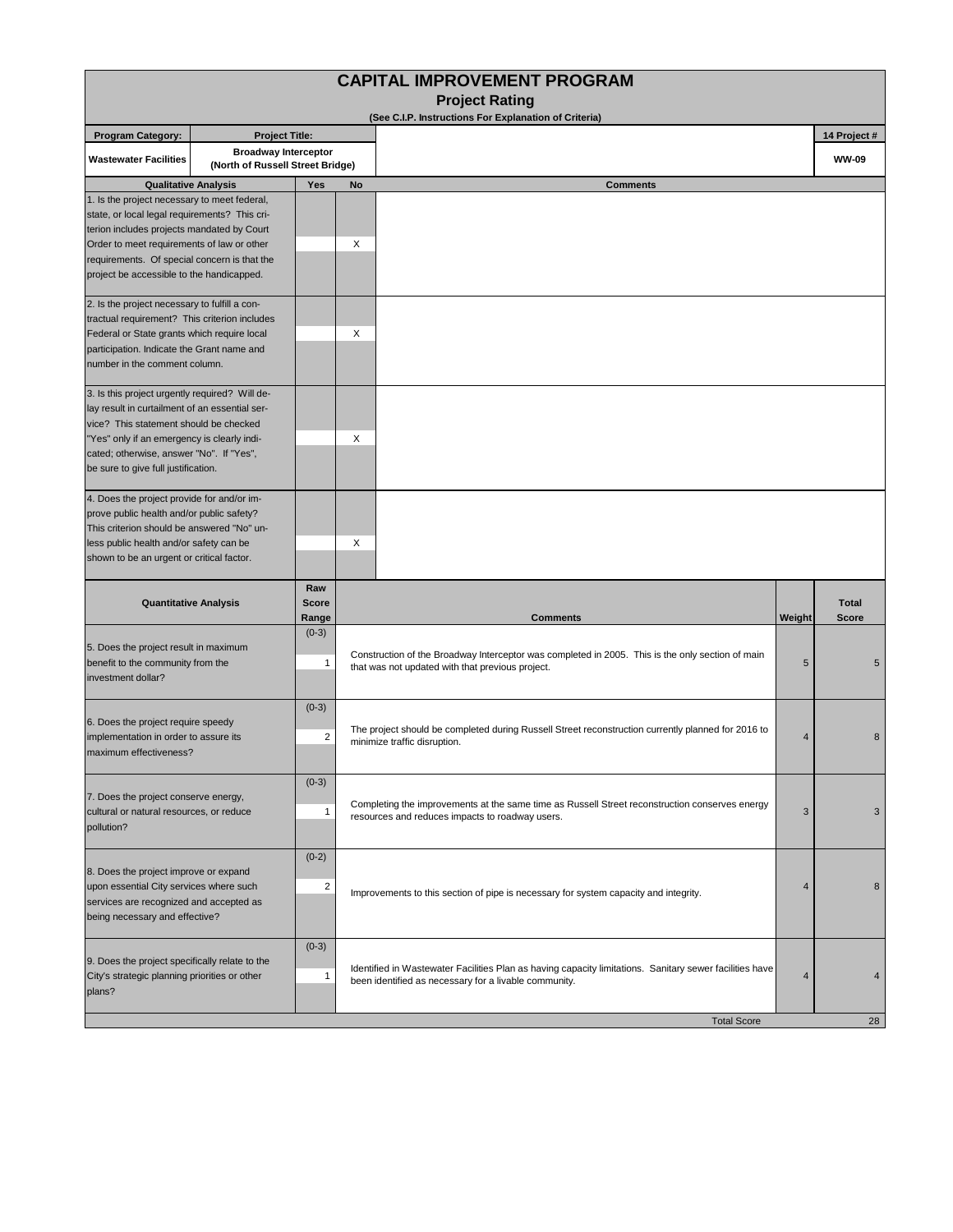# CAPITAL IMPROVEMENT PROGRAM

## Project Rating

**(See C.I.P. Instructions For Explanation of Criteria)**

| Program Category: | Project Title: | 14 Project # |
|---|---|---|
| Wastewater Facilities | Broadway Interceptor (North of Russell Street Bridge) | WW-09 |

| Qualitative Analysis | Yes | No | Comments |
|---|---|---|---|
| 1. Is the project necessary to meet federal, state, or local legal requirements? This criterion includes projects mandated by Court Order to meet requirements of law or other requirements. Of special concern is that the project be accessible to the handicapped. | | X | |
| 2. Is the project necessary to fulfill a contractual requirement? This criterion includes Federal or State grants which require local participation. Indicate the Grant name and number in the comment column. | | X | |
| 3. Is this project urgently required? Will delay result in curtailment of an essential service? This statement should be checked "Yes" only if an emergency is clearly indicated; otherwise, answer "No". If "Yes", be sure to give full justification. | | X | |
| 4. Does the project provide for and/or improve public health and/or public safety? This criterion should be answered "No" unless public health and/or safety can be shown to be an urgent or critical factor. | | X | |

| Quantitative Analysis | Raw Score Range | Raw Score | Comments | Weight | Total Score |
|---|---|---|---|---|---|
| 5. Does the project result in maximum benefit to the community from the investment dollar? | (0-3) | 1 | Construction of the Broadway Interceptor was completed in 2005. This is the only section of main that was not updated with that previous project. | 5 | 5 |
| 6. Does the project require speedy implementation in order to assure its maximum effectiveness? | (0-3) | 2 | The project should be completed during Russell Street reconstruction currently planned for 2016 to minimize traffic disruption. | 4 | 8 |
| 7. Does the project conserve energy, cultural or natural resources, or reduce pollution? | (0-3) | 1 | Completing the improvements at the same time as Russell Street reconstruction conserves energy resources and reduces impacts to roadway users. | 3 | 3 |
| 8. Does the project improve or expand upon essential City services where such services are recognized and accepted as being necessary and effective? | (0-2) | 2 | Improvements to this section of pipe is necessary for system capacity and integrity. | 4 | 8 |
| 9. Does the project specifically relate to the City's strategic planning priorities or other plans? | (0-3) | 1 | Identified in Wastewater Facilities Plan as having capacity limitations. Sanitary sewer facilities have been identified as necessary for a livable community. | 4 | 4 |
| | | | Total Score | | 28 |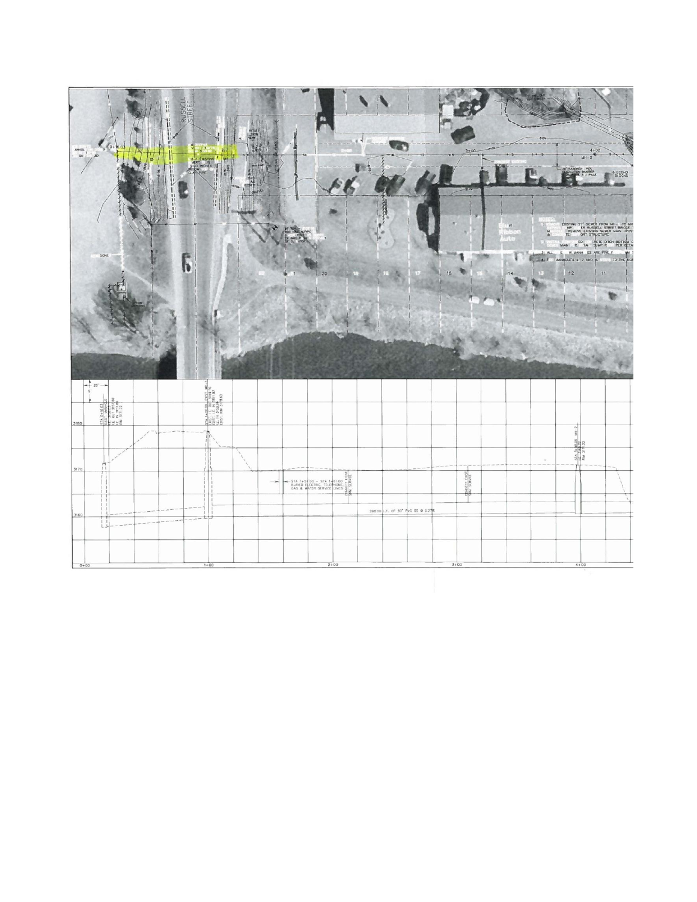RUSSELL STREET

Blue Ribbon Auto

STA 1+57.00 – STA 1+81.00 BURIED ELECTRIC, TELEPHONE, GAS & WATER SERVICE LINES

298.00 L.F. OF 30" PVC SS @ 0.27%

3180

3170

3160

0+00

1+00

2+00

3+00

4+00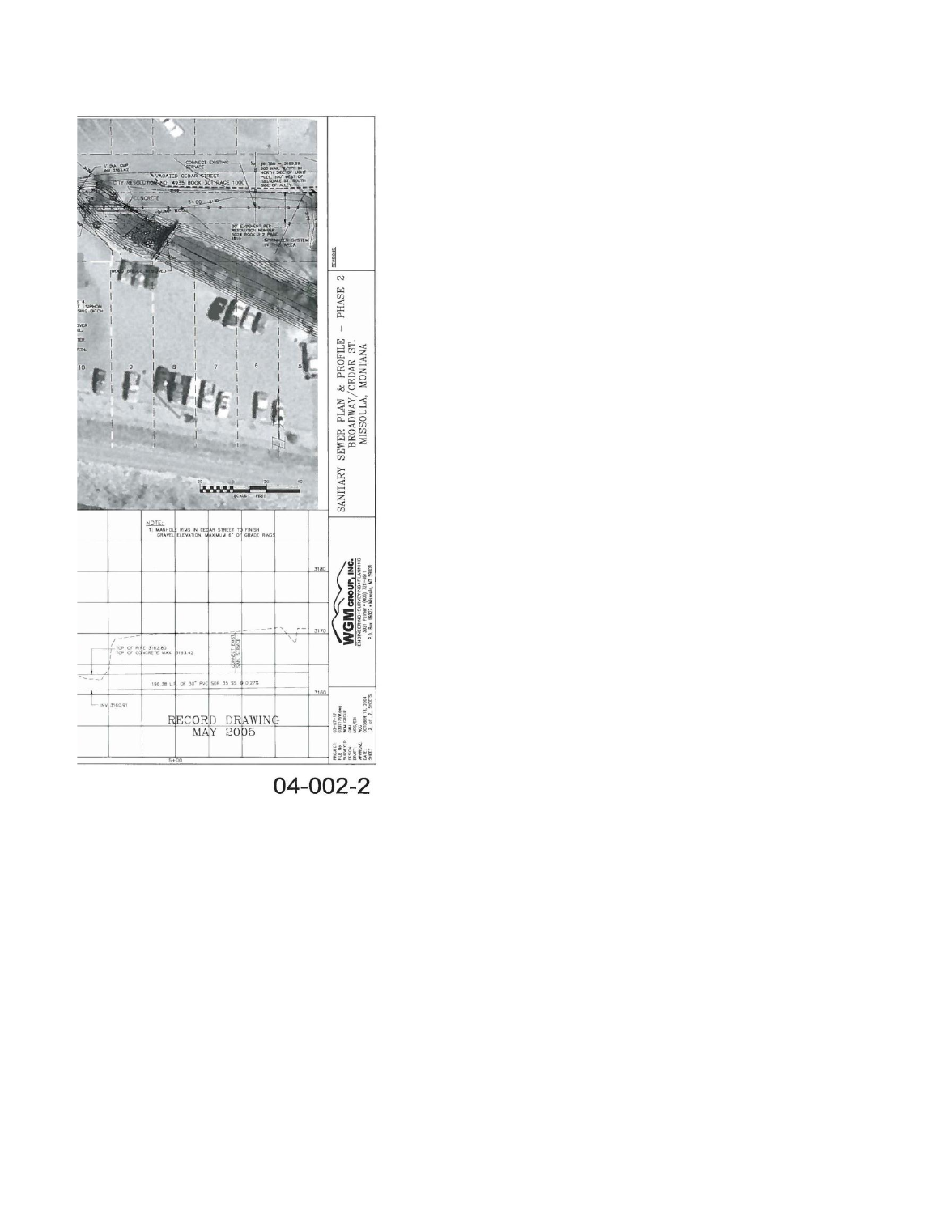CONNECT EXISTING SERVICE

VACATED CEDAR STREET

CITY RESOLUTION NO. 4935 BOOK 301 PAGE 1000

5+00

SUMP ROCK

20' EASEMENT PER RESOLUTION NUMBER 5024 BOOK 312 PAGE 1810

SPRINKLER SYSTEM IN THIS AREA

WOOD BRIDGE REMOVED

SIPHON

10 9 8 7 6 5

SCALE FEET

NOTE:
1. MANHOLE RIMS IN CEDAR STREET TO FINISH GRAVEL ELEVATION. MAXIMUM 6" OF GRADE RINGS

TOP OF PIPE: 3162.80
TOP OF CONCRETE MAX: 3163.42

CONNECT EXISTING SERVICE

196.38 L.F. OF 30" PVC SDR 35 SS @ 0.27%

INV. 3160.91

3180

3170

3160

5+00

RECORD DRAWING
MAY 2005

SANITARY SEWER PLAN & PROFILE – PHASE 2
BROADWAY/CEDAR ST.
MISSOULA, MONTANA

WGM GROUP, INC.
ENGINEERING • SURVEYING • PLANNING
Missoula, MT

04-002-2